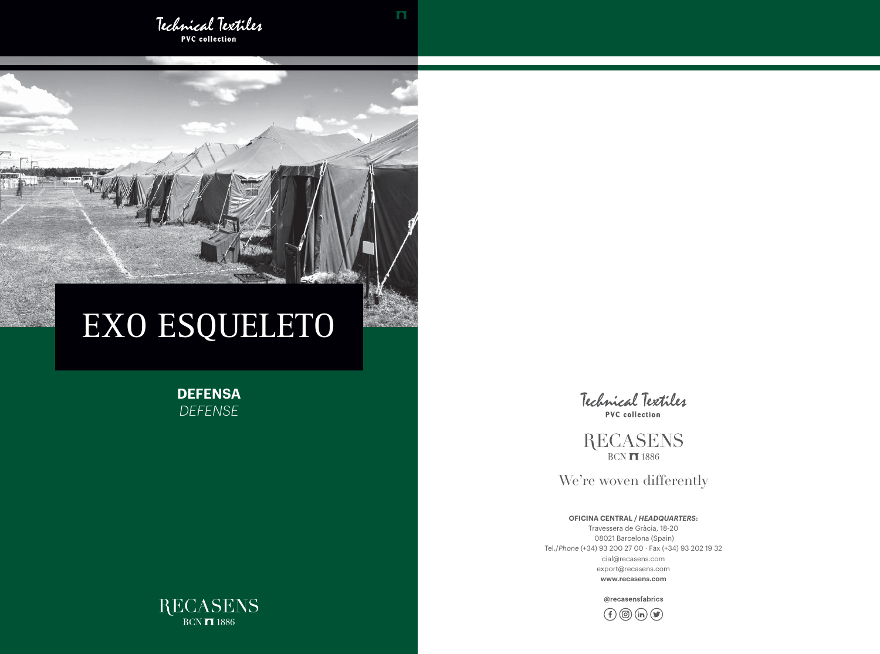Technical Textiles
**PVC collection**

# EXO ESQUELETO

**DEFENSA**
*DEFENSE*

RECASENS
BCN 1886

Technical Textiles
**PVC collection**

RECASENS
BCN 1886

We're woven differently

**OFICINA CENTRAL / *HEADQUARTERS*:**
Travessera de Gràcia, 18-20
08021 Barcelona (Spain)
Tel./*Phone* (+34) 93 200 27 00 · Fax (+34) 93 202 19 32
cial@recasens.com
export@recasens.com
**www.recasens.com**

**@recasensfabrics**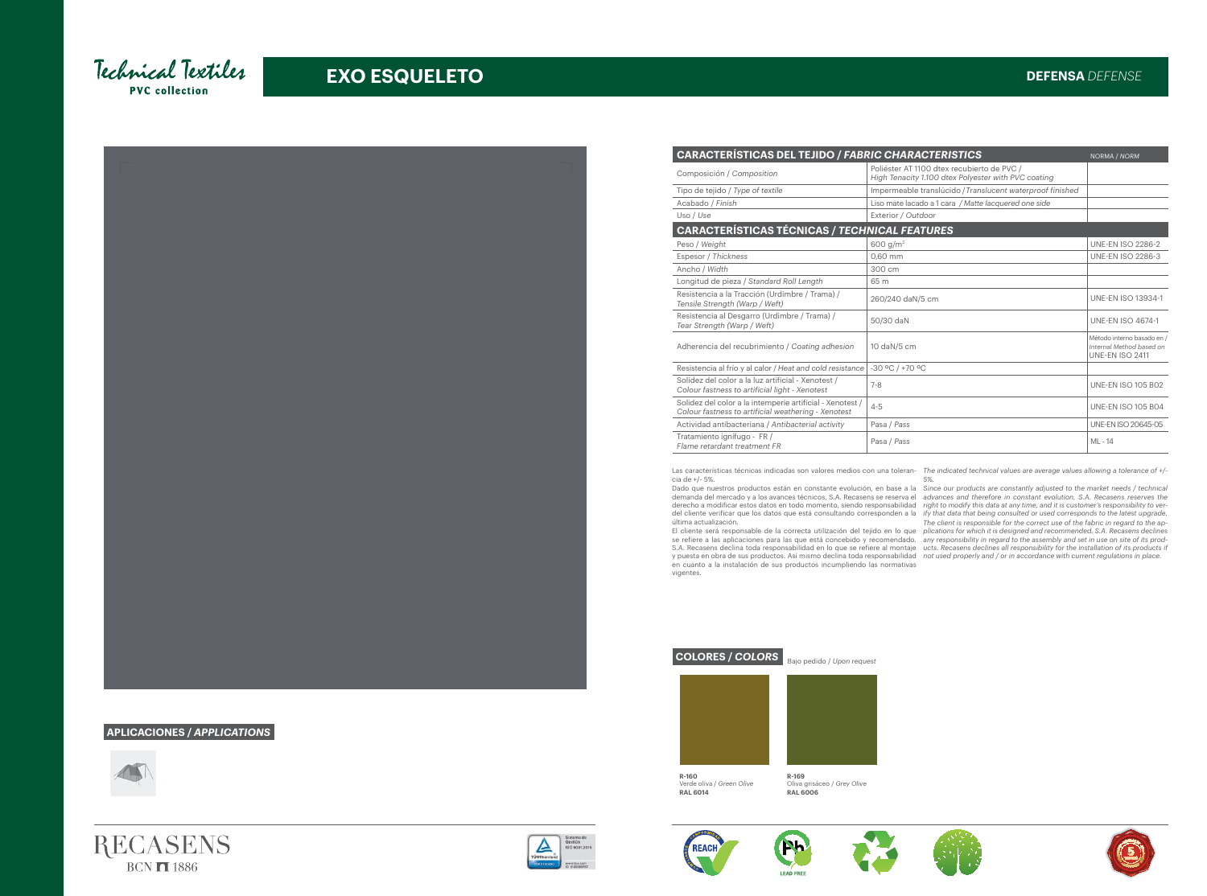Technical Textiles
PVC collection

# EXO ESQUELETO

**DEFENSA** *DEFENSE*

| CARACTERÍSTICAS DEL TEJIDO / *FABRIC CHARACTERISTICS* | | NORMA / NORM |
|---|---|---|
| Composición / *Composition* | Poliéster AT 1100 dtex recubierto de PVC / *High Tenacity 1.100 dtex Polyester with PVC coating* | |
| Tipo de tejido / *Type of textile* | Impermeable translúcido / *Translucent waterproof finished* | |
| Acabado / *Finish* | Liso mate lacado a 1 cara / *Matte lacquered one side* | |
| Uso / *Use* | Exterior / *Outdoor* | |
| **CARACTERÍSTICAS TÉCNICAS / *TECHNICAL FEATURES*** | | |
| Peso / *Weight* | 600 g/m² | UNE-EN ISO 2286-2 |
| Espesor / *Thickness* | 0,60 mm | UNE-EN ISO 2286-3 |
| Ancho / *Width* | 300 cm | |
| Longitud de pieza / *Standard Roll Length* | 65 m | |
| Resistencia a la Tracción (Urdimbre / Trama) / *Tensile Strength (Warp / Weft)* | 260/240 daN/5 cm | UNE-EN ISO 13934-1 |
| Resistencia al Desgarro (Urdimbre / Trama) / *Tear Strength (Warp / Weft)* | 50/30 daN | UNE-EN ISO 4674-1 |
| Adherencia del recubrimiento / *Coating adhesion* | 10 daN/5 cm | Método interno basado en / *Internal Method based on* UNE-EN ISO 2411 |
| Resistencia al frío y al calor / *Heat and cold resistance* | -30 ºC / +70 ºC | |
| Solidez del color a la luz artificial - Xenotest / *Colour fastness to artificial light - Xenotest* | 7-8 | UNE-EN ISO 105 B02 |
| Solidez del color a la intemperie artificial - Xenotest / *Colour fastness to artificial weathering - Xenotest* | 4-5 | UNE-EN ISO 105 B04 |
| Actividad antibacteriana / *Antibacterial activity* | Pasa / *Pass* | UNE-EN ISO 20645-05 |
| Tratamiento ignífugo - FR / *Flame retardant treatment FR* | Pasa / *Pass* | ML - 14 |

Las características técnicas indicadas son valores medios con una tolerancia de +/- 5%.

Dado que nuestros productos están en constante evolución, en base a la demanda del mercado y a los avances técnicos, S.A. Recasens se reserva el derecho a modificar estos datos en todo momento, siendo responsabilidad del cliente verificar que los datos que está consultando corresponden a la última actualización.

El cliente será responsable de la correcta utilización del tejido en lo que se refiere a las aplicaciones para las que está concebido y recomendado. S.A. Recasens declina toda responsabilidad en lo que se refiere al montaje y puesta en obra de sus productos. Así mismo declina toda responsabilidad en cuanto a la instalación de sus productos incumpliendo las normativas vigentes.

*The indicated technical values are average values allowing a tolerance of +/- 5%.*

*Since our products are constantly adjusted to the market needs / technical advances and therefore in constant evolution, S.A. Recasens reserves the right to modify this data at any time, and it is customer's responsibility to verify that data that being consulted or used corresponds to the latest upgrade.*

*The client is responsible for the correct use of the fabric in regard to the applications for which it is designed and recommended. S.A. Recasens declines any responsibility in regard to the assembly and set in use on site of its products. Recasens declines all responsibility for the installation of its products if not used properly and / or in accordance with current regulations in place.*

**APLICACIONES / *APPLICATIONS***

**COLORES / *COLORS*** Bajo pedido / *Upon request*

**R-160**
Verde oliva / *Green Olive*
**RAL 6014**

**R-169**
Oliva grisáceo / *Grey Olive*
**RAL 6006**

RECASENS
BCN 1886

Sistema de Gestión ISO 9001:2015

REACH

LEAD FREE